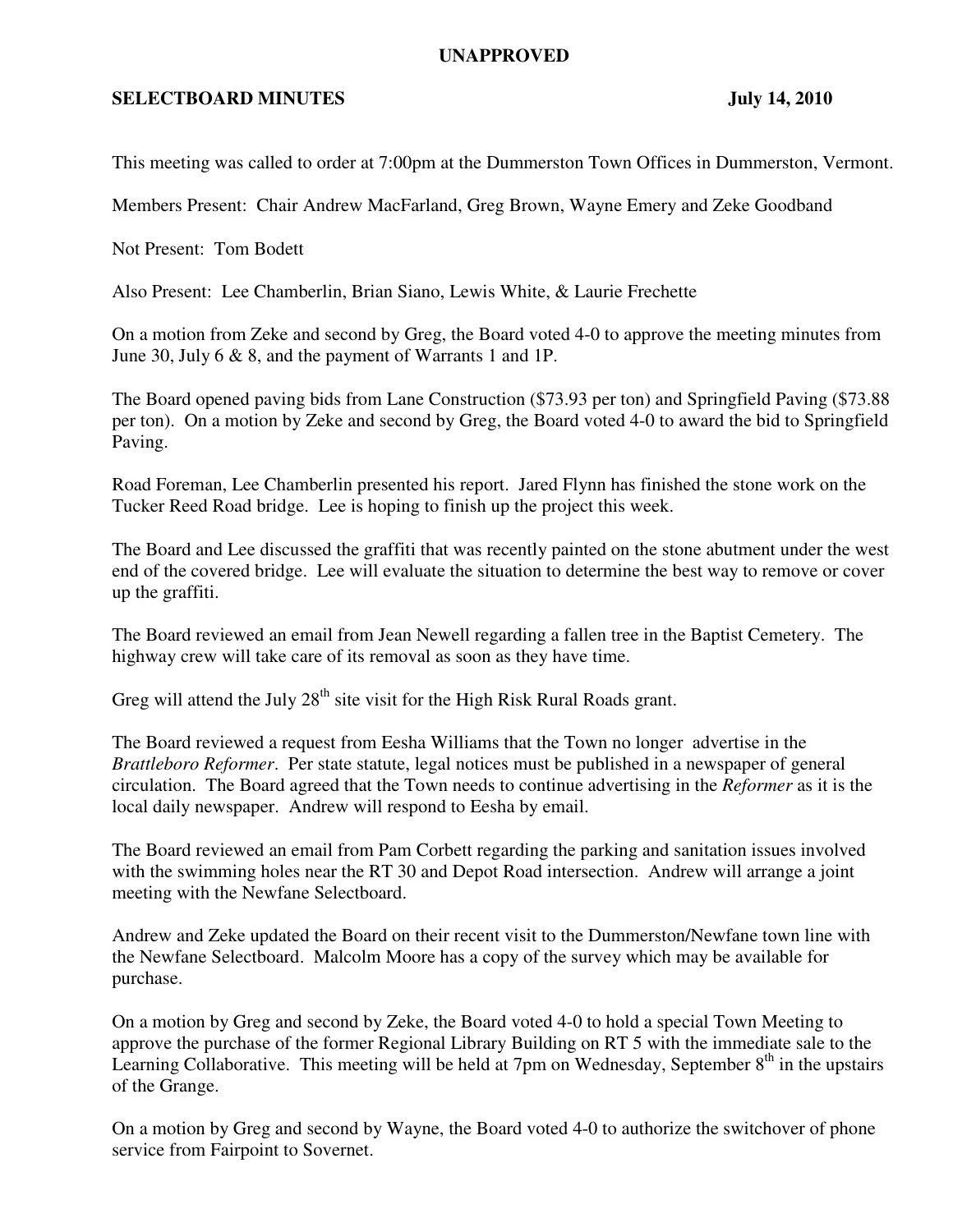**UNAPPROVED**

**SELECTBOARD MINUTES July 14, 2010**

This meeting was called to order at 7:00pm at the Dummerston Town Offices in Dummerston, Vermont.

Members Present: Chair Andrew MacFarland, Greg Brown, Wayne Emery and Zeke Goodband

Not Present: Tom Bodett

Also Present: Lee Chamberlin, Brian Siano, Lewis White, & Laurie Frechette

On a motion from Zeke and second by Greg, the Board voted 4-0 to approve the meeting minutes from June 30, July 6 & 8, and the payment of Warrants 1 and 1P.

The Board opened paving bids from Lane Construction ($73.93 per ton) and Springfield Paving ($73.88 per ton). On a motion by Zeke and second by Greg, the Board voted 4-0 to award the bid to Springfield Paving.

Road Foreman, Lee Chamberlin presented his report. Jared Flynn has finished the stone work on the Tucker Reed Road bridge. Lee is hoping to finish up the project this week.

The Board and Lee discussed the graffiti that was recently painted on the stone abutment under the west end of the covered bridge. Lee will evaluate the situation to determine the best way to remove or cover up the graffiti.

The Board reviewed an email from Jean Newell regarding a fallen tree in the Baptist Cemetery. The highway crew will take care of its removal as soon as they have time.

Greg will attend the July 28th site visit for the High Risk Rural Roads grant.

The Board reviewed a request from Eesha Williams that the Town no longer advertise in the *Brattleboro Reformer*. Per state statute, legal notices must be published in a newspaper of general circulation. The Board agreed that the Town needs to continue advertising in the *Reformer* as it is the local daily newspaper. Andrew will respond to Eesha by email.

The Board reviewed an email from Pam Corbett regarding the parking and sanitation issues involved with the swimming holes near the RT 30 and Depot Road intersection. Andrew will arrange a joint meeting with the Newfane Selectboard.

Andrew and Zeke updated the Board on their recent visit to the Dummerston/Newfane town line with the Newfane Selectboard. Malcolm Moore has a copy of the survey which may be available for purchase.

On a motion by Greg and second by Zeke, the Board voted 4-0 to hold a special Town Meeting to approve the purchase of the former Regional Library Building on RT 5 with the immediate sale to the Learning Collaborative. This meeting will be held at 7pm on Wednesday, September 8th in the upstairs of the Grange.

On a motion by Greg and second by Wayne, the Board voted 4-0 to authorize the switchover of phone service from Fairpoint to Sovernet.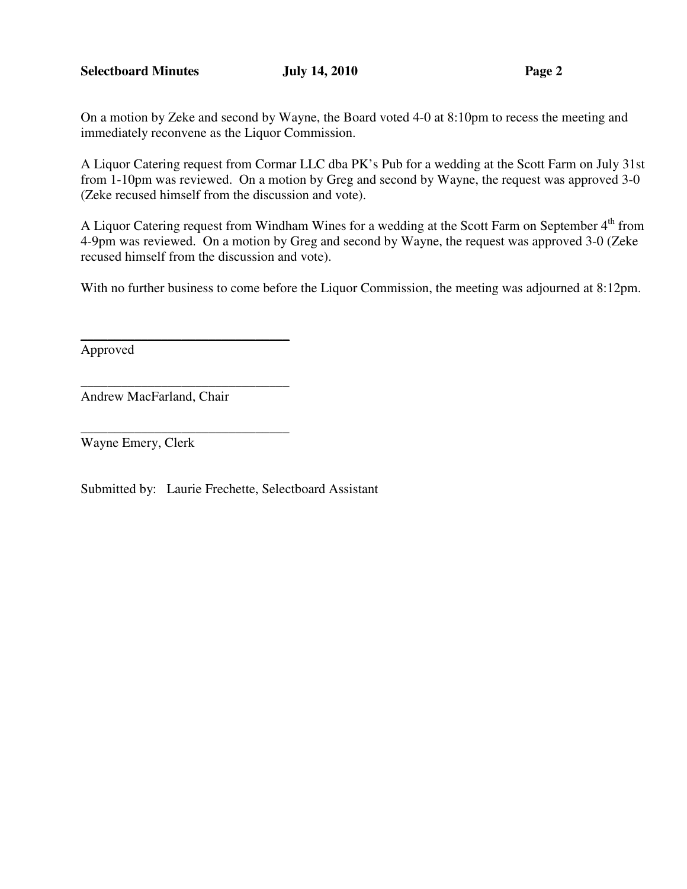On a motion by Zeke and second by Wayne, the Board voted 4-0 at 8:10pm to recess the meeting and immediately reconvene as the Liquor Commission.

A Liquor Catering request from Cormar LLC dba PK's Pub for a wedding at the Scott Farm on July 31st from 1-10pm was reviewed. On a motion by Greg and second by Wayne, the request was approved 3-0 (Zeke recused himself from the discussion and vote).

A Liquor Catering request from Windham Wines for a wedding at the Scott Farm on September 4th from 4-9pm was reviewed. On a motion by Greg and second by Wayne, the request was approved 3-0 (Zeke recused himself from the discussion and vote).

With no further business to come before the Liquor Commission, the meeting was adjourned at 8:12pm.

_______________________________
Approved

_______________________________
Andrew MacFarland, Chair

_______________________________
Wayne Emery, Clerk

Submitted by: Laurie Frechette, Selectboard Assistant